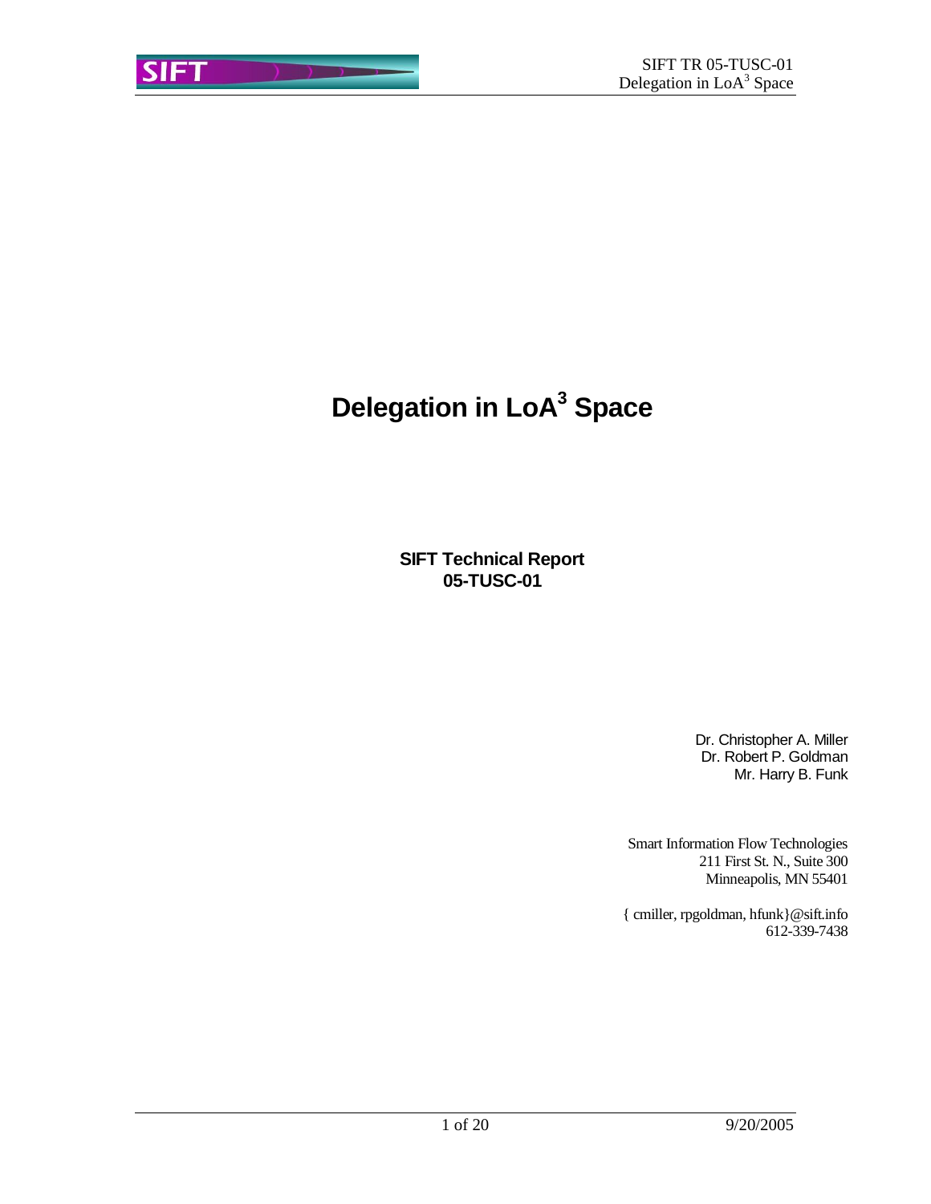# Delegation in LoA$^3$ Space

**SIFT Technical Report**
**05-TUSC-01**

Dr. Christopher A. Miller
Dr. Robert P. Goldman
Mr. Harry B. Funk

Smart Information Flow Technologies
211 First St. N., Suite 300
Minneapolis, MN 55401

{ cmiller, rpgoldman, hfunk}@sift.info
612-339-7438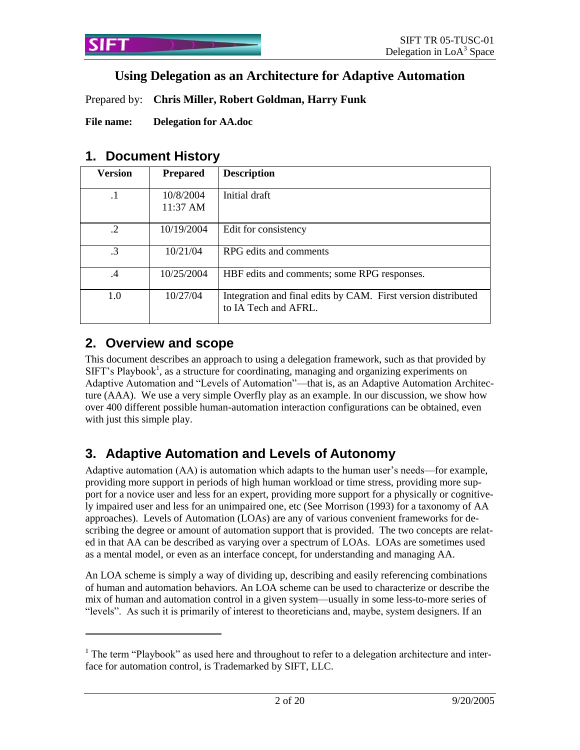## Using Delegation as an Architecture for Adaptive Automation

Prepared by: **Chris Miller, Robert Goldman, Harry Funk**

**File name: Delegation for AA.doc**

# 1. Document History

| Version | Prepared | Description |
|---|---|---|
| .1 | 10/8/2004 11:37 AM | Initial draft |
| .2 | 10/19/2004 | Edit for consistency |
| .3 | 10/21/04 | RPG edits and comments |
| .4 | 10/25/2004 | HBF edits and comments; some RPG responses. |
| 1.0 | 10/27/04 | Integration and final edits by CAM. First version distributed to IA Tech and AFRL. |

# 2. Overview and scope

This document describes an approach to using a delegation framework, such as that provided by SIFT's Playbook[1], as a structure for coordinating, managing and organizing experiments on Adaptive Automation and "Levels of Automation"—that is, as an Adaptive Automation Architecture (AAA). We use a very simple Overfly play as an example. In our discussion, we show how over 400 different possible human-automation interaction configurations can be obtained, even with just this simple play.

# 3. Adaptive Automation and Levels of Autonomy

Adaptive automation (AA) is automation which adapts to the human user's needs—for example, providing more support in periods of high human workload or time stress, providing more support for a novice user and less for an expert, providing more support for a physically or cognitively impaired user and less for an unimpaired one, etc (See Morrison (1993) for a taxonomy of AA approaches). Levels of Automation (LOAs) are any of various convenient frameworks for describing the degree or amount of automation support that is provided. The two concepts are related in that AA can be described as varying over a spectrum of LOAs. LOAs are sometimes used as a mental model, or even as an interface concept, for understanding and managing AA.

An LOA scheme is simply a way of dividing up, describing and easily referencing combinations of human and automation behaviors. An LOA scheme can be used to characterize or describe the mix of human and automation control in a given system—usually in some less-to-more series of "levels". As such it is primarily of interest to theoreticians and, maybe, system designers. If an

[1] The term "Playbook" as used here and throughout to refer to a delegation architecture and interface for automation control, is Trademarked by SIFT, LLC.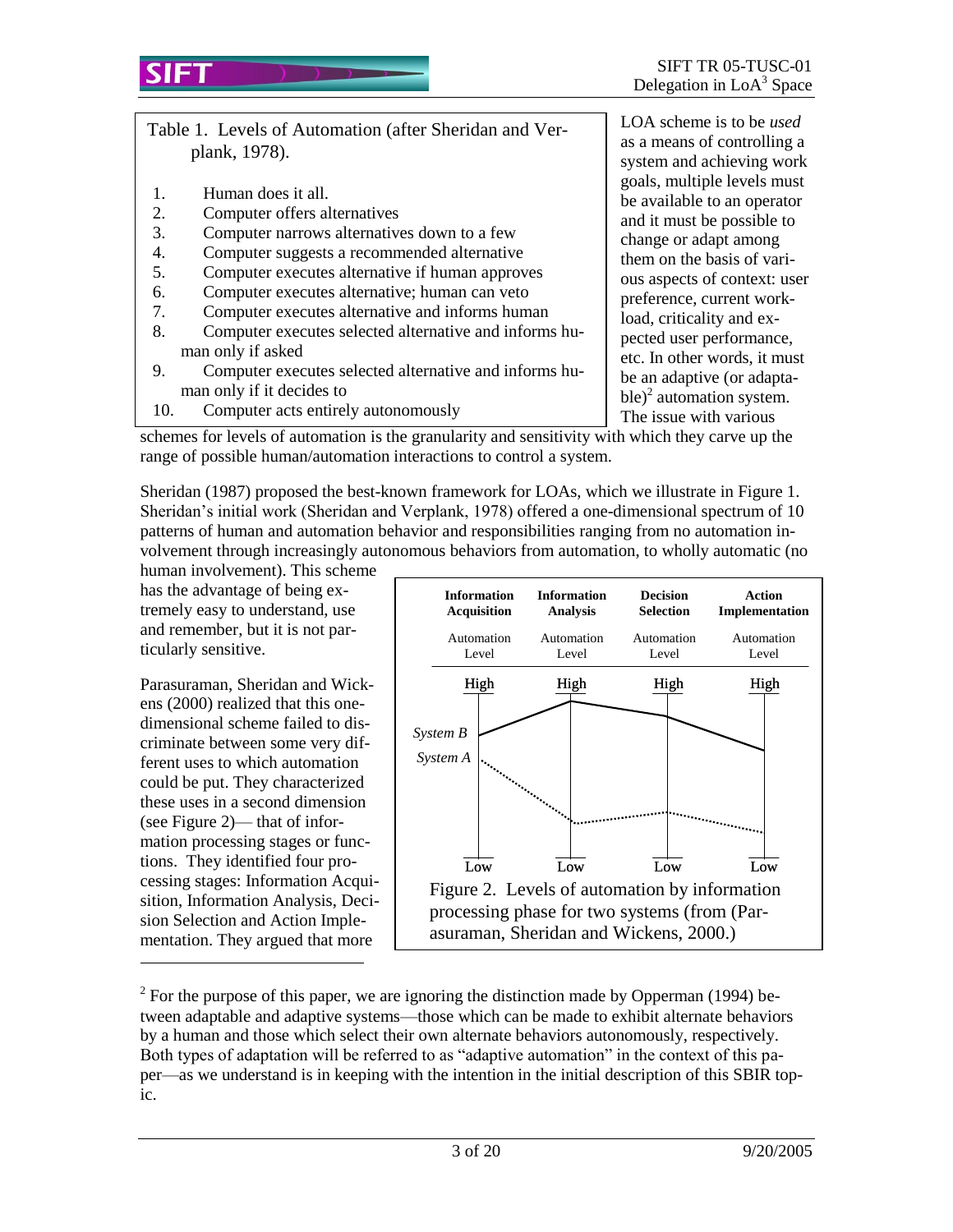Table 1. Levels of Automation (after Sheridan and Verplank, 1978).

1. Human does it all.
2. Computer offers alternatives
3. Computer narrows alternatives down to a few
4. Computer suggests a recommended alternative
5. Computer executes alternative if human approves
6. Computer executes alternative; human can veto
7. Computer executes alternative and informs human
8. Computer executes selected alternative and informs human only if asked
9. Computer executes selected alternative and informs human only if it decides to
10. Computer acts entirely autonomously

LOA scheme is to be *used* as a means of controlling a system and achieving work goals, multiple levels must be available to an operator and it must be possible to change or adapt among them on the basis of various aspects of context: user preference, current workload, criticality and expected user performance, etc. In other words, it must be an adaptive (or adaptable)[2] automation system. The issue with various schemes for levels of automation is the granularity and sensitivity with which they carve up the range of possible human/automation interactions to control a system.

Sheridan (1987) proposed the best-known framework for LOAs, which we illustrate in Figure 1. Sheridan's initial work (Sheridan and Verplank, 1978) offered a one-dimensional spectrum of 10 patterns of human and automation behavior and responsibilities ranging from no automation involvement through increasingly autonomous behaviors from automation, to wholly automatic (no human involvement). This scheme has the advantage of being extremely easy to understand, use and remember, but it is not particularly sensitive.

Parasuraman, Sheridan and Wickens (2000) realized that this one-dimensional scheme failed to discriminate between some very different uses to which automation could be put. They characterized these uses in a second dimension (see Figure 2)— that of information processing stages or functions. They identified four processing stages: Information Acquisition, Information Analysis, Decision Selection and Action Implementation. They argued that more

Figure 2. Levels of automation by information processing phase for two systems (from Parasuraman, Sheridan and Wickens, 2000.)

[2] For the purpose of this paper, we are ignoring the distinction made by Opperman (1994) between adaptable and adaptive systems—those which can be made to exhibit alternate behaviors by a human and those which select their own alternate behaviors autonomously, respectively. Both types of adaptation will be referred to as "adaptive automation" in the context of this paper—as we understand is in keeping with the intention in the initial description of this SBIR topic.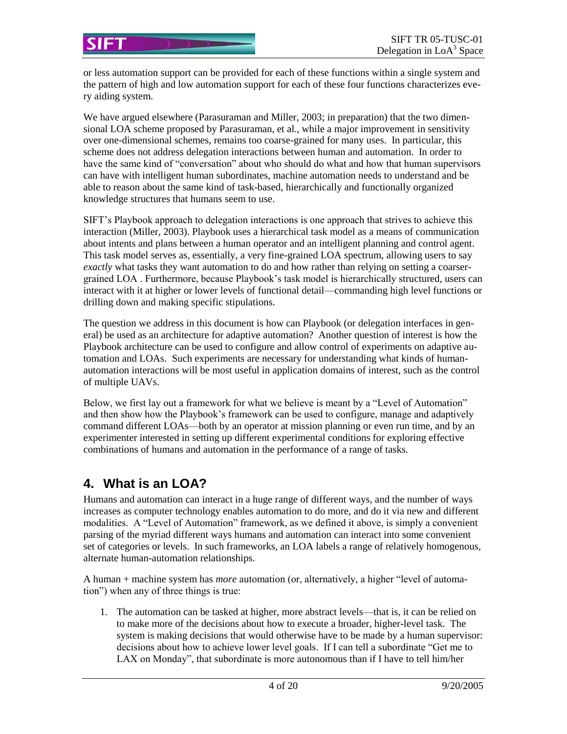or less automation support can be provided for each of these functions within a single system and the pattern of high and low automation support for each of these four functions characterizes every aiding system.

We have argued elsewhere (Parasuraman and Miller, 2003; in preparation) that the two dimensional LOA scheme proposed by Parasuraman, et al., while a major improvement in sensitivity over one-dimensional schemes, remains too coarse-grained for many uses. In particular, this scheme does not address delegation interactions between human and automation. In order to have the same kind of "conversation" about who should do what and how that human supervisors can have with intelligent human subordinates, machine automation needs to understand and be able to reason about the same kind of task-based, hierarchically and functionally organized knowledge structures that humans seem to use.

SIFT's Playbook approach to delegation interactions is one approach that strives to achieve this interaction (Miller, 2003). Playbook uses a hierarchical task model as a means of communication about intents and plans between a human operator and an intelligent planning and control agent. This task model serves as, essentially, a very fine-grained LOA spectrum, allowing users to say *exactly* what tasks they want automation to do and how rather than relying on setting a coarser-grained LOA . Furthermore, because Playbook's task model is hierarchically structured, users can interact with it at higher or lower levels of functional detail—commanding high level functions or drilling down and making specific stipulations.

The question we address in this document is how can Playbook (or delegation interfaces in general) be used as an architecture for adaptive automation? Another question of interest is how the Playbook architecture can be used to configure and allow control of experiments on adaptive automation and LOAs. Such experiments are necessary for understanding what kinds of human-automation interactions will be most useful in application domains of interest, such as the control of multiple UAVs.

Below, we first lay out a framework for what we believe is meant by a "Level of Automation" and then show how the Playbook's framework can be used to configure, manage and adaptively command different LOAs—both by an operator at mission planning or even run time, and by an experimenter interested in setting up different experimental conditions for exploring effective combinations of humans and automation in the performance of a range of tasks.

## 4. What is an LOA?

Humans and automation can interact in a huge range of different ways, and the number of ways increases as computer technology enables automation to do more, and do it via new and different modalities. A "Level of Automation" framework, as we defined it above, is simply a convenient parsing of the myriad different ways humans and automation can interact into some convenient set of categories or levels. In such frameworks, an LOA labels a range of relatively homogenous, alternate human-automation relationships.

A human + machine system has *more* automation (or, alternatively, a higher "level of automation") when any of three things is true:

1. The automation can be tasked at higher, more abstract levels—that is, it can be relied on to make more of the decisions about how to execute a broader, higher-level task. The system is making decisions that would otherwise have to be made by a human supervisor: decisions about how to achieve lower level goals. If I can tell a subordinate "Get me to LAX on Monday", that subordinate is more autonomous than if I have to tell him/her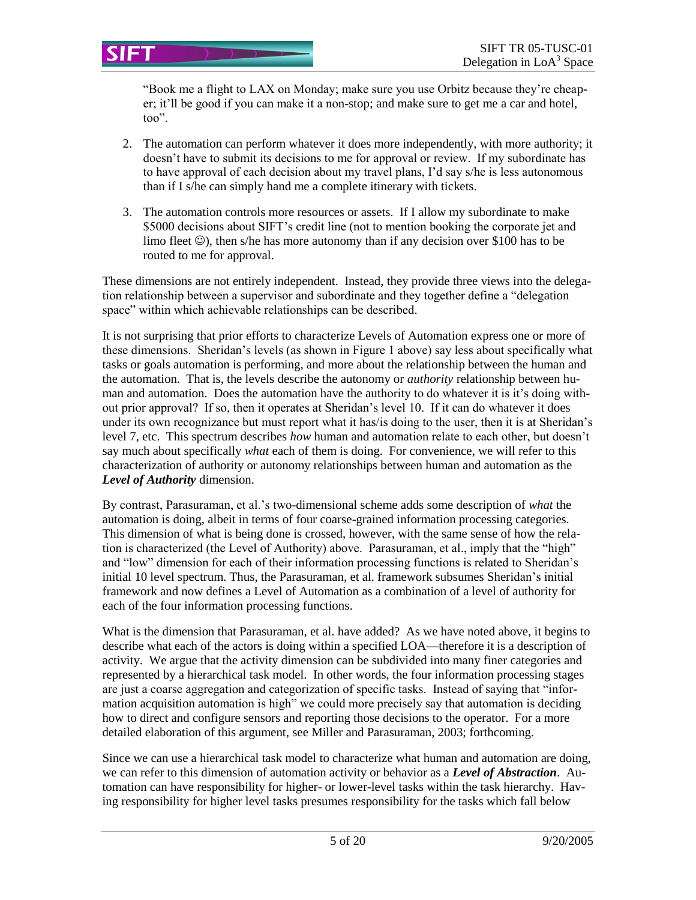"Book me a flight to LAX on Monday; make sure you use Orbitz because they're cheaper; it'll be good if you can make it a non-stop; and make sure to get me a car and hotel, too".

2. The automation can perform whatever it does more independently, with more authority; it doesn't have to submit its decisions to me for approval or review. If my subordinate has to have approval of each decision about my travel plans, I'd say s/he is less autonomous than if I s/he can simply hand me a complete itinerary with tickets.

3. The automation controls more resources or assets. If I allow my subordinate to make $5000 decisions about SIFT's credit line (not to mention booking the corporate jet and limo fleet ☺), then s/he has more autonomy than if any decision over $100 has to be routed to me for approval.

These dimensions are not entirely independent. Instead, they provide three views into the delegation relationship between a supervisor and subordinate and they together define a "delegation space" within which achievable relationships can be described.

It is not surprising that prior efforts to characterize Levels of Automation express one or more of these dimensions. Sheridan's levels (as shown in Figure 1 above) say less about specifically what tasks or goals automation is performing, and more about the relationship between the human and the automation. That is, the levels describe the autonomy or *authority* relationship between human and automation. Does the automation have the authority to do whatever it is it's doing without prior approval? If so, then it operates at Sheridan's level 10. If it can do whatever it does under its own recognizance but must report what it has/is doing to the user, then it is at Sheridan's level 7, etc. This spectrum describes *how* human and automation relate to each other, but doesn't say much about specifically *what* each of them is doing. For convenience, we will refer to this characterization of authority or autonomy relationships between human and automation as the ***Level of Authority*** dimension.

By contrast, Parasuraman, et al.'s two-dimensional scheme adds some description of *what* the automation is doing, albeit in terms of four coarse-grained information processing categories. This dimension of what is being done is crossed, however, with the same sense of how the relation is characterized (the Level of Authority) above. Parasuraman, et al., imply that the "high" and "low" dimension for each of their information processing functions is related to Sheridan's initial 10 level spectrum. Thus, the Parasuraman, et al. framework subsumes Sheridan's initial framework and now defines a Level of Automation as a combination of a level of authority for each of the four information processing functions.

What is the dimension that Parasuraman, et al. have added? As we have noted above, it begins to describe what each of the actors is doing within a specified LOA—therefore it is a description of activity. We argue that the activity dimension can be subdivided into many finer categories and represented by a hierarchical task model. In other words, the four information processing stages are just a coarse aggregation and categorization of specific tasks. Instead of saying that "information acquisition automation is high" we could more precisely say that automation is deciding how to direct and configure sensors and reporting those decisions to the operator. For a more detailed elaboration of this argument, see Miller and Parasuraman, 2003; forthcoming.

Since we can use a hierarchical task model to characterize what human and automation are doing, we can refer to this dimension of automation activity or behavior as a ***Level of Abstraction***. Automation can have responsibility for higher- or lower-level tasks within the task hierarchy. Having responsibility for higher level tasks presumes responsibility for the tasks which fall below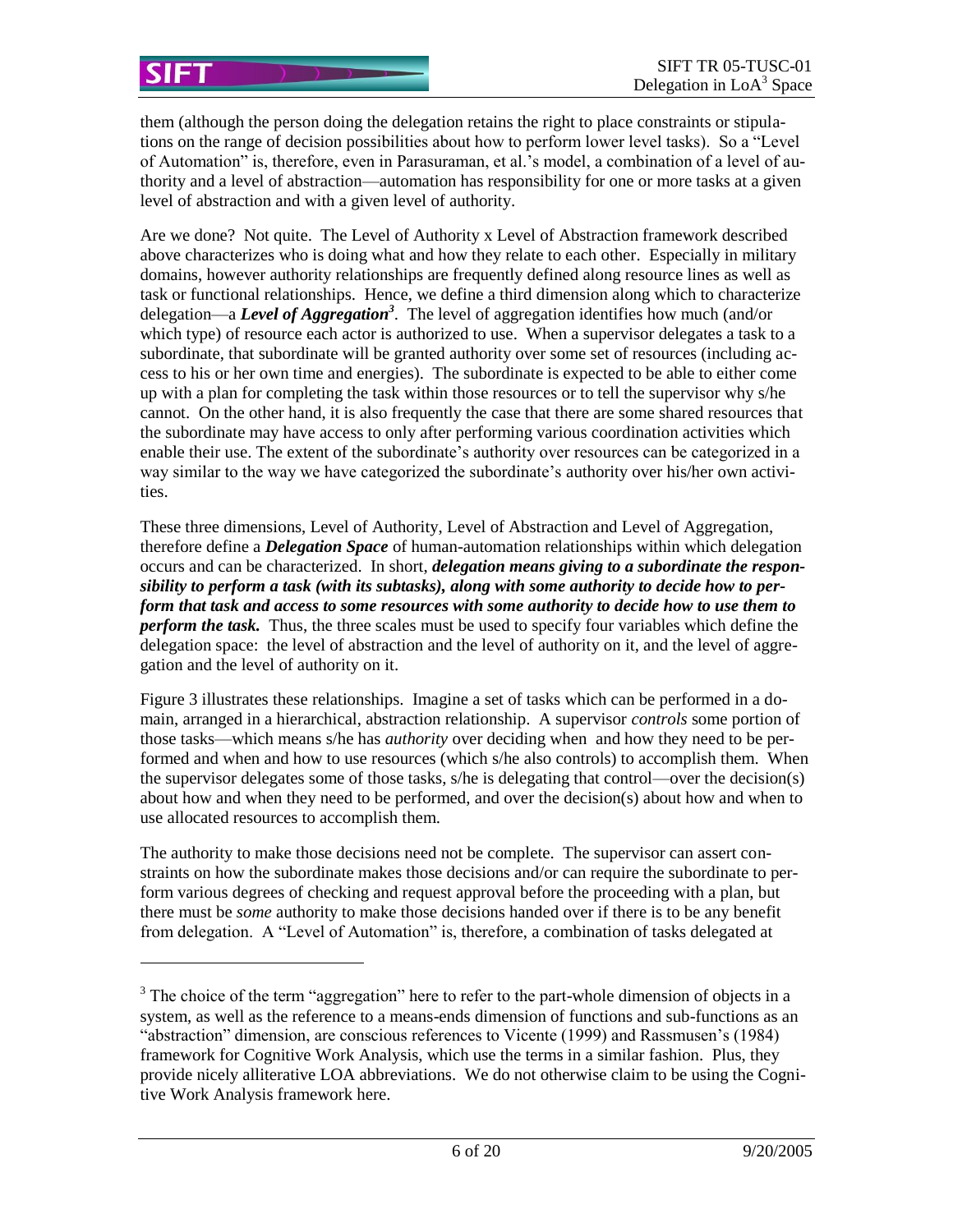them (although the person doing the delegation retains the right to place constraints or stipulations on the range of decision possibilities about how to perform lower level tasks). So a "Level of Automation" is, therefore, even in Parasuraman, et al.'s model, a combination of a level of authority and a level of abstraction—automation has responsibility for one or more tasks at a given level of abstraction and with a given level of authority.

Are we done? Not quite. The Level of Authority x Level of Abstraction framework described above characterizes who is doing what and how they relate to each other. Especially in military domains, however authority relationships are frequently defined along resource lines as well as task or functional relationships. Hence, we define a third dimension along which to characterize delegation—a ***Level of Aggregation***[3]. The level of aggregation identifies how much (and/or which type) of resource each actor is authorized to use. When a supervisor delegates a task to a subordinate, that subordinate will be granted authority over some set of resources (including access to his or her own time and energies). The subordinate is expected to be able to either come up with a plan for completing the task within those resources or to tell the supervisor why s/he cannot. On the other hand, it is also frequently the case that there are some shared resources that the subordinate may have access to only after performing various coordination activities which enable their use. The extent of the subordinate's authority over resources can be categorized in a way similar to the way we have categorized the subordinate's authority over his/her own activities.

These three dimensions, Level of Authority, Level of Abstraction and Level of Aggregation, therefore define a ***Delegation Space*** of human-automation relationships within which delegation occurs and can be characterized. In short, ***delegation means giving to a subordinate the responsibility to perform a task (with its subtasks), along with some authority to decide how to perform that task and access to some resources with some authority to decide how to use them to perform the task.*** Thus, the three scales must be used to specify four variables which define the delegation space: the level of abstraction and the level of authority on it, and the level of aggregation and the level of authority on it.

Figure 3 illustrates these relationships. Imagine a set of tasks which can be performed in a domain, arranged in a hierarchical, abstraction relationship. A supervisor *controls* some portion of those tasks—which means s/he has *authority* over deciding when and how they need to be performed and when and how to use resources (which s/he also controls) to accomplish them. When the supervisor delegates some of those tasks, s/he is delegating that control—over the decision(s) about how and when they need to be performed, and over the decision(s) about how and when to use allocated resources to accomplish them.

The authority to make those decisions need not be complete. The supervisor can assert constraints on how the subordinate makes those decisions and/or can require the subordinate to perform various degrees of checking and request approval before the proceeding with a plan, but there must be *some* authority to make those decisions handed over if there is to be any benefit from delegation. A "Level of Automation" is, therefore, a combination of tasks delegated at

---

[3] The choice of the term "aggregation" here to refer to the part-whole dimension of objects in a system, as well as the reference to a means-ends dimension of functions and sub-functions as an "abstraction" dimension, are conscious references to Vicente (1999) and Rassmusen's (1984) framework for Cognitive Work Analysis, which use the terms in a similar fashion. Plus, they provide nicely alliterative LOA abbreviations. We do not otherwise claim to be using the Cognitive Work Analysis framework here.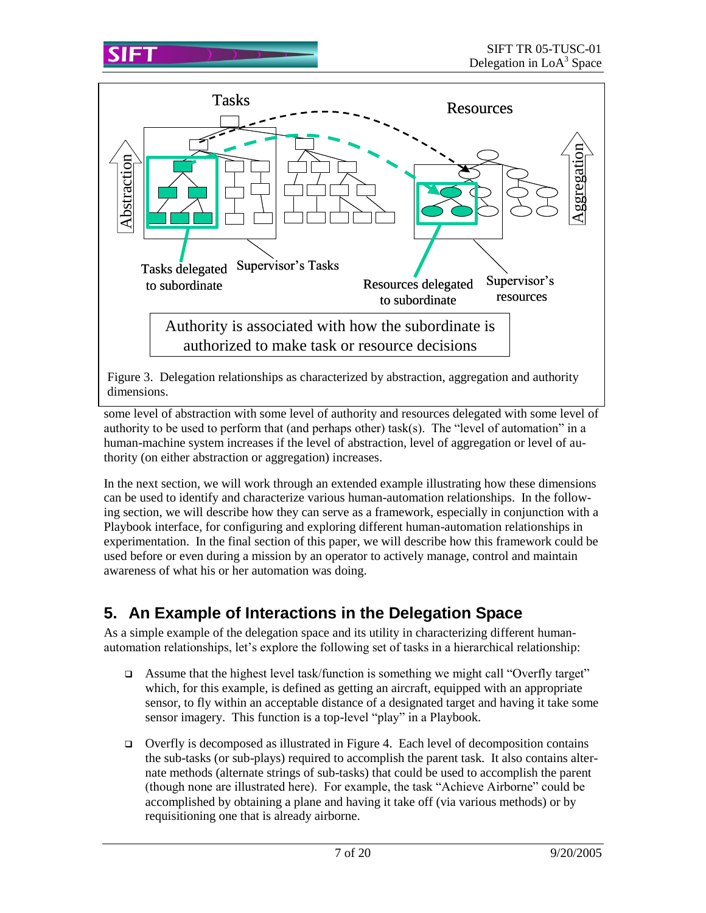Tasks

Resources

Abstraction

Aggregation

Tasks delegated to subordinate

Supervisor's Tasks

Resources delegated to subordinate

Supervisor's resources

Authority is associated with how the subordinate is authorized to make task or resource decisions

Figure 3. Delegation relationships as characterized by abstraction, aggregation and authority dimensions.

some level of abstraction with some level of authority and resources delegated with some level of authority to be used to perform that (and perhaps other) task(s). The "level of automation" in a human-machine system increases if the level of abstraction, level of aggregation or level of authority (on either abstraction or aggregation) increases.

In the next section, we will work through an extended example illustrating how these dimensions can be used to identify and characterize various human-automation relationships. In the following section, we will describe how they can serve as a framework, especially in conjunction with a Playbook interface, for configuring and exploring different human-automation relationships in experimentation. In the final section of this paper, we will describe how this framework could be used before or even during a mission by an operator to actively manage, control and maintain awareness of what his or her automation was doing.

## 5. An Example of Interactions in the Delegation Space

As a simple example of the delegation space and its utility in characterizing different human-automation relationships, let's explore the following set of tasks in a hierarchical relationship:

- Assume that the highest level task/function is something we might call "Overfly target" which, for this example, is defined as getting an aircraft, equipped with an appropriate sensor, to fly within an acceptable distance of a designated target and having it take some sensor imagery. This function is a top-level "play" in a Playbook.

- Overfly is decomposed as illustrated in Figure 4. Each level of decomposition contains the sub-tasks (or sub-plays) required to accomplish the parent task. It also contains alternate methods (alternate strings of sub-tasks) that could be used to accomplish the parent (though none are illustrated here). For example, the task "Achieve Airborne" could be accomplished by obtaining a plane and having it take off (via various methods) or by requisitioning one that is already airborne.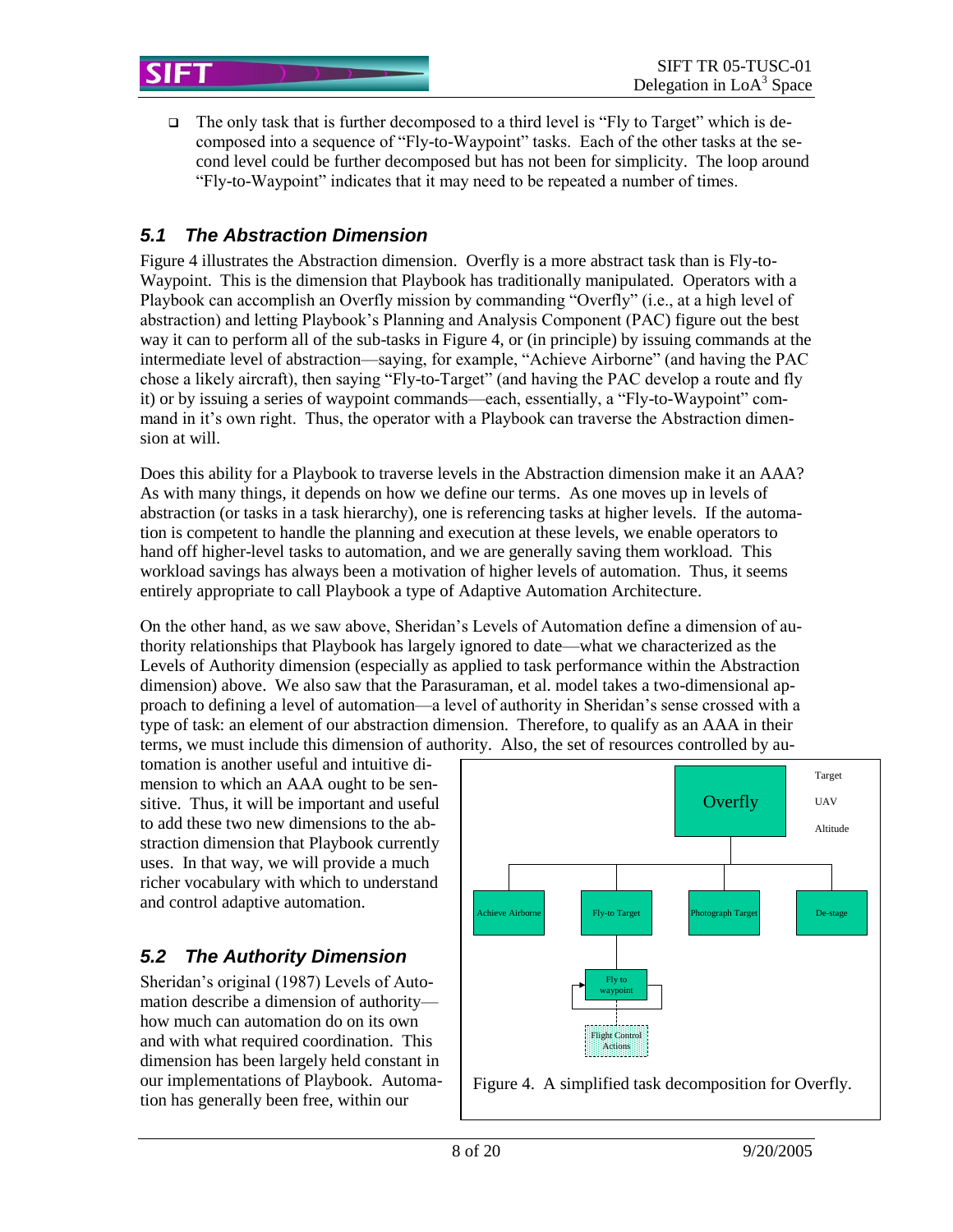- The only task that is further decomposed to a third level is "Fly to Target" which is decomposed into a sequence of "Fly-to-Waypoint" tasks. Each of the other tasks at the second level could be further decomposed but has not been for simplicity. The loop around "Fly-to-Waypoint" indicates that it may need to be repeated a number of times.

## 5.1 The Abstraction Dimension

Figure 4 illustrates the Abstraction dimension. Overfly is a more abstract task than is Fly-to-Waypoint. This is the dimension that Playbook has traditionally manipulated. Operators with a Playbook can accomplish an Overfly mission by commanding "Overfly" (i.e., at a high level of abstraction) and letting Playbook's Planning and Analysis Component (PAC) figure out the best way it can to perform all of the sub-tasks in Figure 4, or (in principle) by issuing commands at the intermediate level of abstraction—saying, for example, "Achieve Airborne" (and having the PAC chose a likely aircraft), then saying "Fly-to-Target" (and having the PAC develop a route and fly it) or by issuing a series of waypoint commands—each, essentially, a "Fly-to-Waypoint" command in it's own right. Thus, the operator with a Playbook can traverse the Abstraction dimension at will.

Does this ability for a Playbook to traverse levels in the Abstraction dimension make it an AAA? As with many things, it depends on how we define our terms. As one moves up in levels of abstraction (or tasks in a task hierarchy), one is referencing tasks at higher levels. If the automation is competent to handle the planning and execution at these levels, we enable operators to hand off higher-level tasks to automation, and we are generally saving them workload. This workload savings has always been a motivation of higher levels of automation. Thus, it seems entirely appropriate to call Playbook a type of Adaptive Automation Architecture.

On the other hand, as we saw above, Sheridan's Levels of Automation define a dimension of authority relationships that Playbook has largely ignored to date—what we characterized as the Levels of Authority dimension (especially as applied to task performance within the Abstraction dimension) above. We also saw that the Parasuraman, et al. model takes a two-dimensional approach to defining a level of automation—a level of authority in Sheridan's sense crossed with a type of task: an element of our abstraction dimension. Therefore, to qualify as an AAA in their terms, we must include this dimension of authority. Also, the set of resources controlled by automation is another useful and intuitive dimension to which an AAA ought to be sensitive. Thus, it will be important and useful to add these two new dimensions to the abstraction dimension that Playbook currently uses. In that way, we will provide a much richer vocabulary with which to understand and control adaptive automation.

Figure 4. A simplified task decomposition for Overfly.

## 5.2 The Authority Dimension

Sheridan's original (1987) Levels of Automation describe a dimension of authority—how much can automation do on its own and with what required coordination. This dimension has been largely held constant in our implementations of Playbook. Automation has generally been free, within our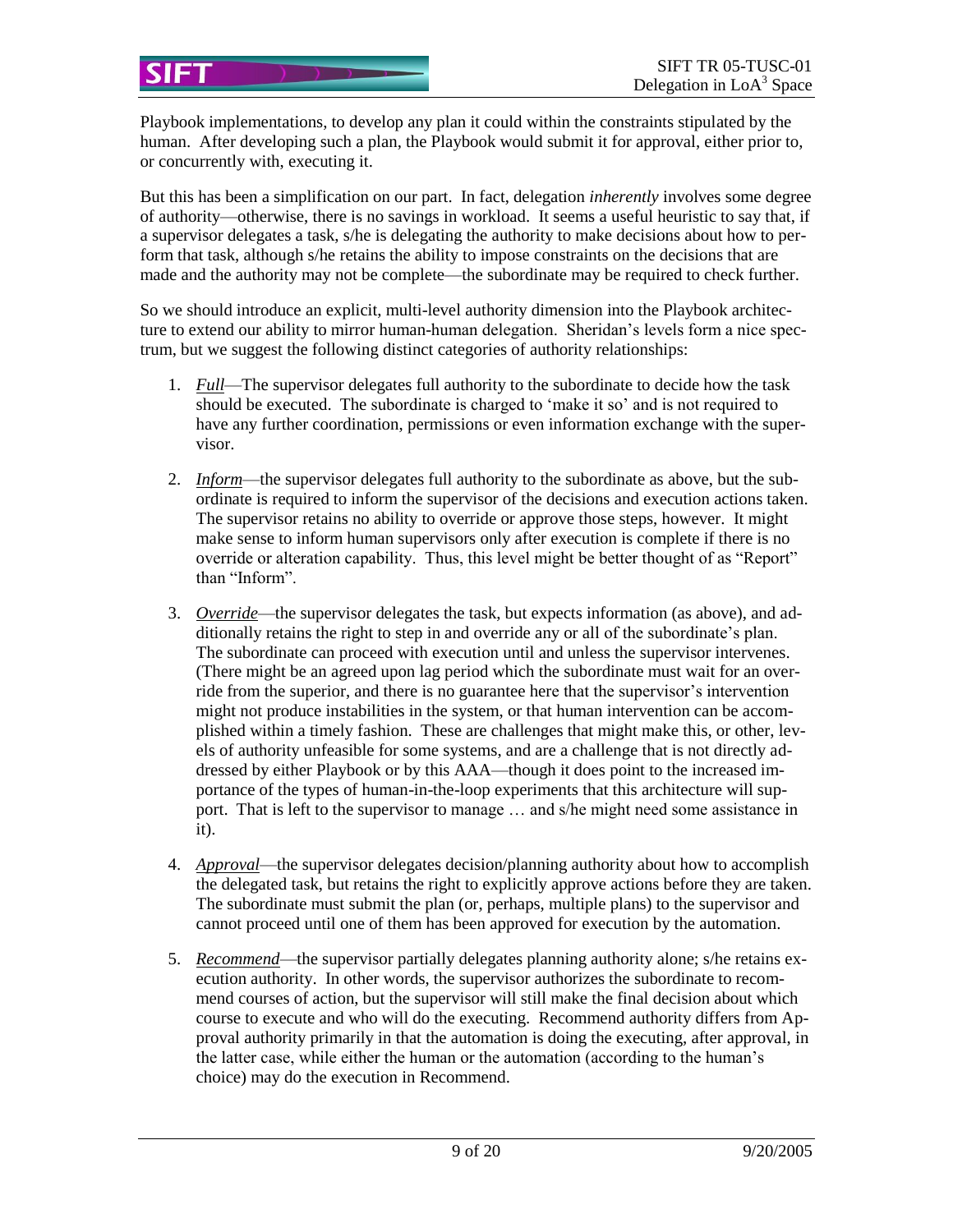Playbook implementations, to develop any plan it could within the constraints stipulated by the human. After developing such a plan, the Playbook would submit it for approval, either prior to, or concurrently with, executing it.

But this has been a simplification on our part. In fact, delegation *inherently* involves some degree of authority—otherwise, there is no savings in workload. It seems a useful heuristic to say that, if a supervisor delegates a task, s/he is delegating the authority to make decisions about how to perform that task, although s/he retains the ability to impose constraints on the decisions that are made and the authority may not be complete—the subordinate may be required to check further.

So we should introduce an explicit, multi-level authority dimension into the Playbook architecture to extend our ability to mirror human-human delegation. Sheridan's levels form a nice spectrum, but we suggest the following distinct categories of authority relationships:

1. *Full*—The supervisor delegates full authority to the subordinate to decide how the task should be executed. The subordinate is charged to 'make it so' and is not required to have any further coordination, permissions or even information exchange with the supervisor.

2. *Inform*—the supervisor delegates full authority to the subordinate as above, but the subordinate is required to inform the supervisor of the decisions and execution actions taken. The supervisor retains no ability to override or approve those steps, however. It might make sense to inform human supervisors only after execution is complete if there is no override or alteration capability. Thus, this level might be better thought of as "Report" than "Inform".

3. *Override*—the supervisor delegates the task, but expects information (as above), and additionally retains the right to step in and override any or all of the subordinate's plan. The subordinate can proceed with execution until and unless the supervisor intervenes. (There might be an agreed upon lag period which the subordinate must wait for an override from the superior, and there is no guarantee here that the supervisor's intervention might not produce instabilities in the system, or that human intervention can be accomplished within a timely fashion. These are challenges that might make this, or other, levels of authority unfeasible for some systems, and are a challenge that is not directly addressed by either Playbook or by this AAA—though it does point to the increased importance of the types of human-in-the-loop experiments that this architecture will support. That is left to the supervisor to manage … and s/he might need some assistance in it).

4. *Approval*—the supervisor delegates decision/planning authority about how to accomplish the delegated task, but retains the right to explicitly approve actions before they are taken. The subordinate must submit the plan (or, perhaps, multiple plans) to the supervisor and cannot proceed until one of them has been approved for execution by the automation.

5. *Recommend*—the supervisor partially delegates planning authority alone; s/he retains execution authority. In other words, the supervisor authorizes the subordinate to recommend courses of action, but the supervisor will still make the final decision about which course to execute and who will do the executing. Recommend authority differs from Approval authority primarily in that the automation is doing the executing, after approval, in the latter case, while either the human or the automation (according to the human's choice) may do the execution in Recommend.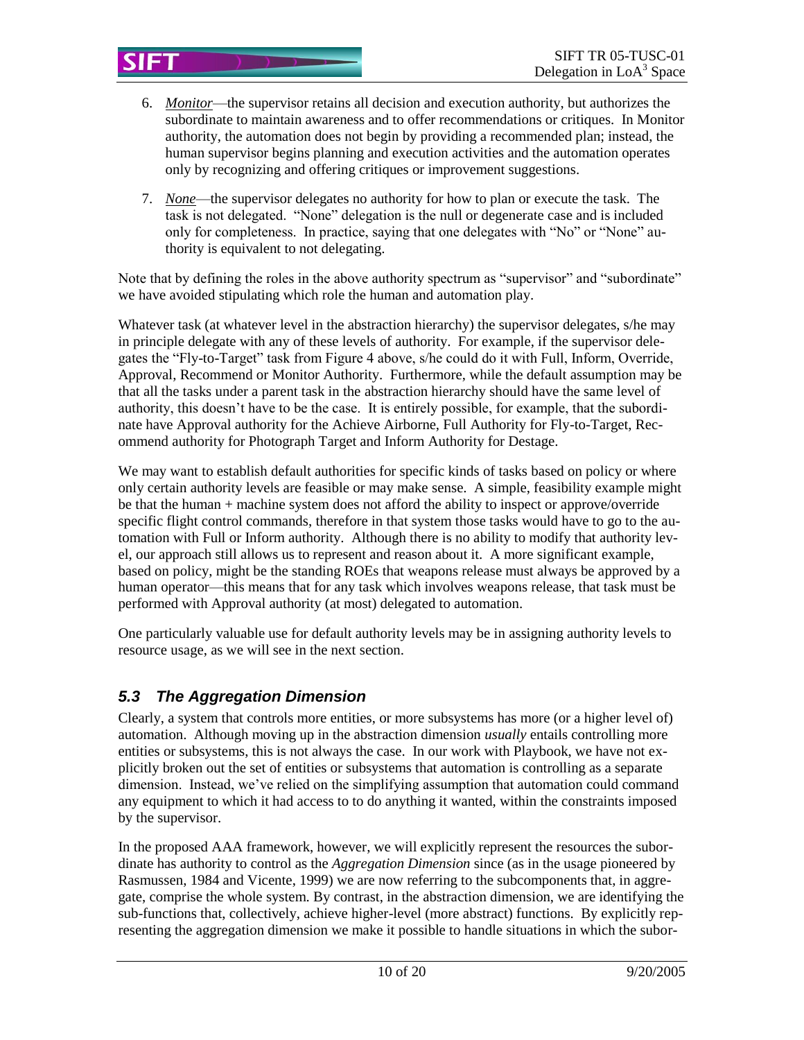6. *Monitor*—the supervisor retains all decision and execution authority, but authorizes the subordinate to maintain awareness and to offer recommendations or critiques. In Monitor authority, the automation does not begin by providing a recommended plan; instead, the human supervisor begins planning and execution activities and the automation operates only by recognizing and offering critiques or improvement suggestions.

7. *None*—the supervisor delegates no authority for how to plan or execute the task. The task is not delegated. "None" delegation is the null or degenerate case and is included only for completeness. In practice, saying that one delegates with "No" or "None" authority is equivalent to not delegating.

Note that by defining the roles in the above authority spectrum as "supervisor" and "subordinate" we have avoided stipulating which role the human and automation play.

Whatever task (at whatever level in the abstraction hierarchy) the supervisor delegates, s/he may in principle delegate with any of these levels of authority. For example, if the supervisor delegates the "Fly-to-Target" task from Figure 4 above, s/he could do it with Full, Inform, Override, Approval, Recommend or Monitor Authority. Furthermore, while the default assumption may be that all the tasks under a parent task in the abstraction hierarchy should have the same level of authority, this doesn't have to be the case. It is entirely possible, for example, that the subordinate have Approval authority for the Achieve Airborne, Full Authority for Fly-to-Target, Recommend authority for Photograph Target and Inform Authority for Destage.

We may want to establish default authorities for specific kinds of tasks based on policy or where only certain authority levels are feasible or may make sense. A simple, feasibility example might be that the human + machine system does not afford the ability to inspect or approve/override specific flight control commands, therefore in that system those tasks would have to go to the automation with Full or Inform authority. Although there is no ability to modify that authority level, our approach still allows us to represent and reason about it. A more significant example, based on policy, might be the standing ROEs that weapons release must always be approved by a human operator—this means that for any task which involves weapons release, that task must be performed with Approval authority (at most) delegated to automation.

One particularly valuable use for default authority levels may be in assigning authority levels to resource usage, as we will see in the next section.

## *5.3 The Aggregation Dimension*

Clearly, a system that controls more entities, or more subsystems has more (or a higher level of) automation. Although moving up in the abstraction dimension *usually* entails controlling more entities or subsystems, this is not always the case. In our work with Playbook, we have not explicitly broken out the set of entities or subsystems that automation is controlling as a separate dimension. Instead, we've relied on the simplifying assumption that automation could command any equipment to which it had access to to do anything it wanted, within the constraints imposed by the supervisor.

In the proposed AAA framework, however, we will explicitly represent the resources the subordinate has authority to control as the *Aggregation Dimension* since (as in the usage pioneered by Rasmussen, 1984 and Vicente, 1999) we are now referring to the subcomponents that, in aggregate, comprise the whole system. By contrast, in the abstraction dimension, we are identifying the sub-functions that, collectively, achieve higher-level (more abstract) functions. By explicitly representing the aggregation dimension we make it possible to handle situations in which the subor-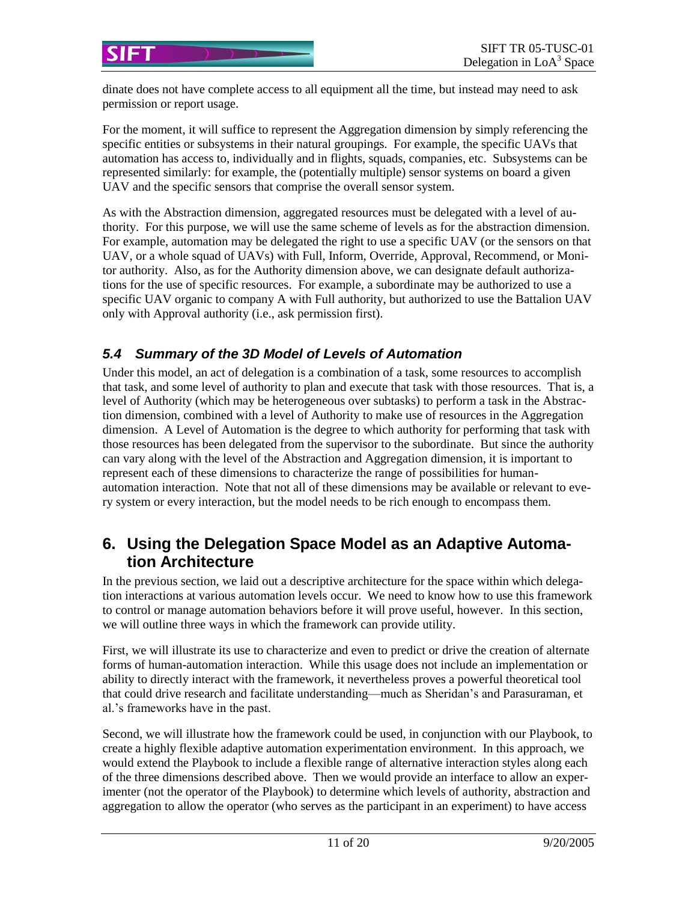dinate does not have complete access to all equipment all the time, but instead may need to ask permission or report usage.

For the moment, it will suffice to represent the Aggregation dimension by simply referencing the specific entities or subsystems in their natural groupings. For example, the specific UAVs that automation has access to, individually and in flights, squads, companies, etc. Subsystems can be represented similarly: for example, the (potentially multiple) sensor systems on board a given UAV and the specific sensors that comprise the overall sensor system.

As with the Abstraction dimension, aggregated resources must be delegated with a level of authority. For this purpose, we will use the same scheme of levels as for the abstraction dimension. For example, automation may be delegated the right to use a specific UAV (or the sensors on that UAV, or a whole squad of UAVs) with Full, Inform, Override, Approval, Recommend, or Monitor authority. Also, as for the Authority dimension above, we can designate default authorizations for the use of specific resources. For example, a subordinate may be authorized to use a specific UAV organic to company A with Full authority, but authorized to use the Battalion UAV only with Approval authority (i.e., ask permission first).

### *5.4 Summary of the 3D Model of Levels of Automation*

Under this model, an act of delegation is a combination of a task, some resources to accomplish that task, and some level of authority to plan and execute that task with those resources. That is, a level of Authority (which may be heterogeneous over subtasks) to perform a task in the Abstraction dimension, combined with a level of Authority to make use of resources in the Aggregation dimension. A Level of Automation is the degree to which authority for performing that task with those resources has been delegated from the supervisor to the subordinate. But since the authority can vary along with the level of the Abstraction and Aggregation dimension, it is important to represent each of these dimensions to characterize the range of possibilities for human-automation interaction. Note that not all of these dimensions may be available or relevant to every system or every interaction, but the model needs to be rich enough to encompass them.

## 6. Using the Delegation Space Model as an Adaptive Automation Architecture

In the previous section, we laid out a descriptive architecture for the space within which delegation interactions at various automation levels occur. We need to know how to use this framework to control or manage automation behaviors before it will prove useful, however. In this section, we will outline three ways in which the framework can provide utility.

First, we will illustrate its use to characterize and even to predict or drive the creation of alternate forms of human-automation interaction. While this usage does not include an implementation or ability to directly interact with the framework, it nevertheless proves a powerful theoretical tool that could drive research and facilitate understanding—much as Sheridan's and Parasuraman, et al.'s frameworks have in the past.

Second, we will illustrate how the framework could be used, in conjunction with our Playbook, to create a highly flexible adaptive automation experimentation environment. In this approach, we would extend the Playbook to include a flexible range of alternative interaction styles along each of the three dimensions described above. Then we would provide an interface to allow an experimenter (not the operator of the Playbook) to determine which levels of authority, abstraction and aggregation to allow the operator (who serves as the participant in an experiment) to have access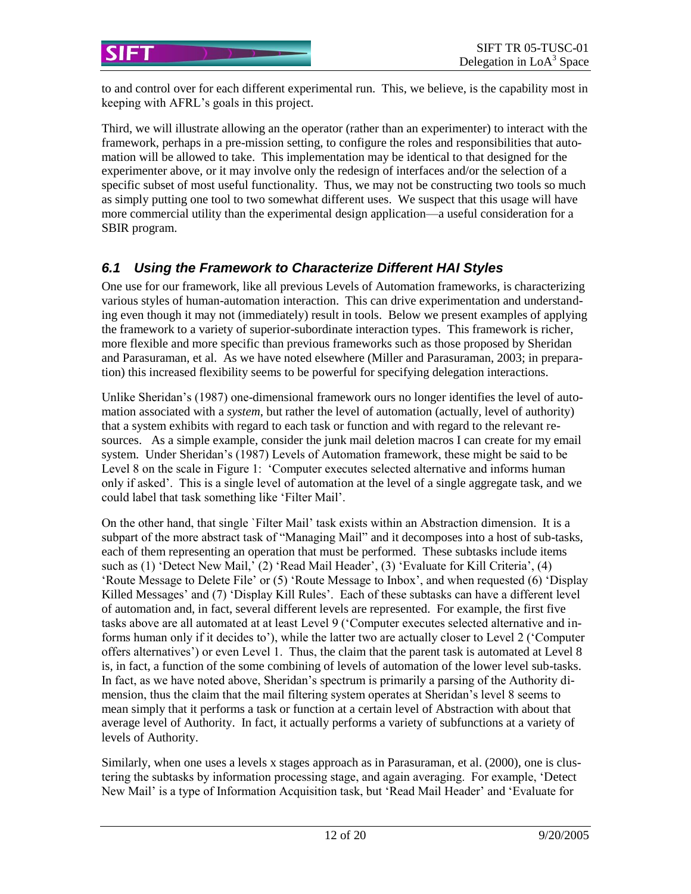to and control over for each different experimental run. This, we believe, is the capability most in keeping with AFRL's goals in this project.

Third, we will illustrate allowing an the operator (rather than an experimenter) to interact with the framework, perhaps in a pre-mission setting, to configure the roles and responsibilities that automation will be allowed to take. This implementation may be identical to that designed for the experimenter above, or it may involve only the redesign of interfaces and/or the selection of a specific subset of most useful functionality. Thus, we may not be constructing two tools so much as simply putting one tool to two somewhat different uses. We suspect that this usage will have more commercial utility than the experimental design application—a useful consideration for a SBIR program.

## *6.1 Using the Framework to Characterize Different HAI Styles*

One use for our framework, like all previous Levels of Automation frameworks, is characterizing various styles of human-automation interaction. This can drive experimentation and understanding even though it may not (immediately) result in tools. Below we present examples of applying the framework to a variety of superior-subordinate interaction types. This framework is richer, more flexible and more specific than previous frameworks such as those proposed by Sheridan and Parasuraman, et al. As we have noted elsewhere (Miller and Parasuraman, 2003; in preparation) this increased flexibility seems to be powerful for specifying delegation interactions.

Unlike Sheridan's (1987) one-dimensional framework ours no longer identifies the level of automation associated with a *system*, but rather the level of automation (actually, level of authority) that a system exhibits with regard to each task or function and with regard to the relevant resources. As a simple example, consider the junk mail deletion macros I can create for my email system. Under Sheridan's (1987) Levels of Automation framework, these might be said to be Level 8 on the scale in Figure 1: 'Computer executes selected alternative and informs human only if asked'. This is a single level of automation at the level of a single aggregate task, and we could label that task something like 'Filter Mail'.

On the other hand, that single `Filter Mail' task exists within an Abstraction dimension. It is a subpart of the more abstract task of "Managing Mail" and it decomposes into a host of sub-tasks, each of them representing an operation that must be performed. These subtasks include items such as (1) 'Detect New Mail,' (2) 'Read Mail Header', (3) 'Evaluate for Kill Criteria', (4) 'Route Message to Delete File' or (5) 'Route Message to Inbox', and when requested (6) 'Display Killed Messages' and (7) 'Display Kill Rules'. Each of these subtasks can have a different level of automation and, in fact, several different levels are represented. For example, the first five tasks above are all automated at at least Level 9 ('Computer executes selected alternative and informs human only if it decides to'), while the latter two are actually closer to Level 2 ('Computer offers alternatives') or even Level 1. Thus, the claim that the parent task is automated at Level 8 is, in fact, a function of the some combining of levels of automation of the lower level sub-tasks. In fact, as we have noted above, Sheridan's spectrum is primarily a parsing of the Authority dimension, thus the claim that the mail filtering system operates at Sheridan's level 8 seems to mean simply that it performs a task or function at a certain level of Abstraction with about that average level of Authority. In fact, it actually performs a variety of subfunctions at a variety of levels of Authority.

Similarly, when one uses a levels x stages approach as in Parasuraman, et al. (2000), one is clustering the subtasks by information processing stage, and again averaging. For example, 'Detect New Mail' is a type of Information Acquisition task, but 'Read Mail Header' and 'Evaluate for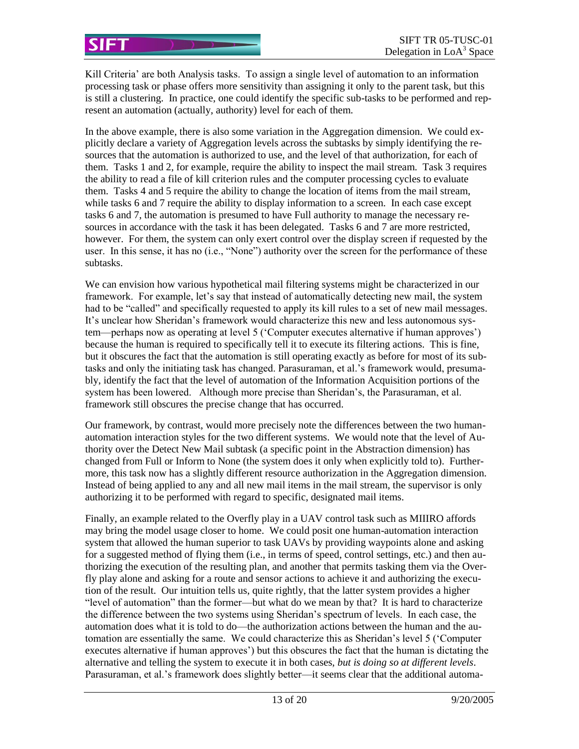Kill Criteria' are both Analysis tasks. To assign a single level of automation to an information processing task or phase offers more sensitivity than assigning it only to the parent task, but this is still a clustering. In practice, one could identify the specific sub-tasks to be performed and represent an automation (actually, authority) level for each of them.

In the above example, there is also some variation in the Aggregation dimension. We could explicitly declare a variety of Aggregation levels across the subtasks by simply identifying the resources that the automation is authorized to use, and the level of that authorization, for each of them. Tasks 1 and 2, for example, require the ability to inspect the mail stream. Task 3 requires the ability to read a file of kill criterion rules and the computer processing cycles to evaluate them. Tasks 4 and 5 require the ability to change the location of items from the mail stream, while tasks 6 and 7 require the ability to display information to a screen. In each case except tasks 6 and 7, the automation is presumed to have Full authority to manage the necessary resources in accordance with the task it has been delegated. Tasks 6 and 7 are more restricted, however. For them, the system can only exert control over the display screen if requested by the user. In this sense, it has no (i.e., "None") authority over the screen for the performance of these subtasks.

We can envision how various hypothetical mail filtering systems might be characterized in our framework. For example, let's say that instead of automatically detecting new mail, the system had to be "called" and specifically requested to apply its kill rules to a set of new mail messages. It's unclear how Sheridan's framework would characterize this new and less autonomous system—perhaps now as operating at level 5 ('Computer executes alternative if human approves') because the human is required to specifically tell it to execute its filtering actions. This is fine, but it obscures the fact that the automation is still operating exactly as before for most of its subtasks and only the initiating task has changed. Parasuraman, et al.'s framework would, presumably, identify the fact that the level of automation of the Information Acquisition portions of the system has been lowered. Although more precise than Sheridan's, the Parasuraman, et al. framework still obscures the precise change that has occurred.

Our framework, by contrast, would more precisely note the differences between the two human-automation interaction styles for the two different systems. We would note that the level of Authority over the Detect New Mail subtask (a specific point in the Abstraction dimension) has changed from Full or Inform to None (the system does it only when explicitly told to). Furthermore, this task now has a slightly different resource authorization in the Aggregation dimension. Instead of being applied to any and all new mail items in the mail stream, the supervisor is only authorizing it to be performed with regard to specific, designated mail items.

Finally, an example related to the Overfly play in a UAV control task such as MIIIRO affords may bring the model usage closer to home. We could posit one human-automation interaction system that allowed the human superior to task UAVs by providing waypoints alone and asking for a suggested method of flying them (i.e., in terms of speed, control settings, etc.) and then authorizing the execution of the resulting plan, and another that permits tasking them via the Overfly play alone and asking for a route and sensor actions to achieve it and authorizing the execution of the result. Our intuition tells us, quite rightly, that the latter system provides a higher "level of automation" than the former—but what do we mean by that? It is hard to characterize the difference between the two systems using Sheridan's spectrum of levels. In each case, the automation does what it is told to do—the authorization actions between the human and the automation are essentially the same. We could characterize this as Sheridan's level 5 ('Computer executes alternative if human approves') but this obscures the fact that the human is dictating the alternative and telling the system to execute it in both cases, *but is doing so at different levels*. Parasuraman, et al.'s framework does slightly better—it seems clear that the additional automa-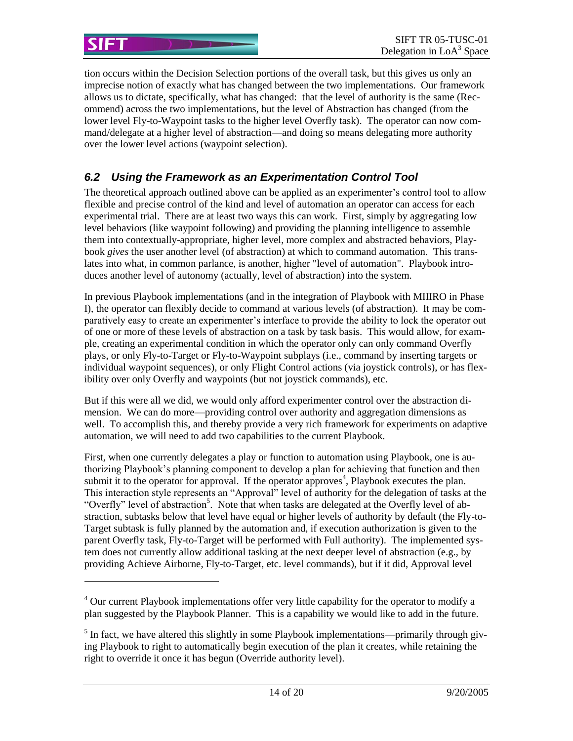tion occurs within the Decision Selection portions of the overall task, but this gives us only an imprecise notion of exactly what has changed between the two implementations. Our framework allows us to dictate, specifically, what has changed: that the level of authority is the same (Recommend) across the two implementations, but the level of Abstraction has changed (from the lower level Fly-to-Waypoint tasks to the higher level Overfly task). The operator can now command/delegate at a higher level of abstraction—and doing so means delegating more authority over the lower level actions (waypoint selection).

## *6.2 Using the Framework as an Experimentation Control Tool*

The theoretical approach outlined above can be applied as an experimenter's control tool to allow flexible and precise control of the kind and level of automation an operator can access for each experimental trial. There are at least two ways this can work. First, simply by aggregating low level behaviors (like waypoint following) and providing the planning intelligence to assemble them into contextually-appropriate, higher level, more complex and abstracted behaviors, Playbook *gives* the user another level (of abstraction) at which to command automation. This translates into what, in common parlance, is another, higher "level of automation". Playbook introduces another level of autonomy (actually, level of abstraction) into the system.

In previous Playbook implementations (and in the integration of Playbook with MIIIRO in Phase I), the operator can flexibly decide to command at various levels (of abstraction). It may be comparatively easy to create an experimenter's interface to provide the ability to lock the operator out of one or more of these levels of abstraction on a task by task basis. This would allow, for example, creating an experimental condition in which the operator only can only command Overfly plays, or only Fly-to-Target or Fly-to-Waypoint subplays (i.e., command by inserting targets or individual waypoint sequences), or only Flight Control actions (via joystick controls), or has flexibility over only Overfly and waypoints (but not joystick commands), etc.

But if this were all we did, we would only afford experimenter control over the abstraction dimension. We can do more—providing control over authority and aggregation dimensions as well. To accomplish this, and thereby provide a very rich framework for experiments on adaptive automation, we will need to add two capabilities to the current Playbook.

First, when one currently delegates a play or function to automation using Playbook, one is authorizing Playbook's planning component to develop a plan for achieving that function and then submit it to the operator for approval. If the operator approves[4], Playbook executes the plan. This interaction style represents an "Approval" level of authority for the delegation of tasks at the "Overfly" level of abstraction[5]. Note that when tasks are delegated at the Overfly level of abstraction, subtasks below that level have equal or higher levels of authority by default (the Fly-to-Target subtask is fully planned by the automation and, if execution authorization is given to the parent Overfly task, Fly-to-Target will be performed with Full authority). The implemented system does not currently allow additional tasking at the next deeper level of abstraction (e.g., by providing Achieve Airborne, Fly-to-Target, etc. level commands), but if it did, Approval level

---

[4] Our current Playbook implementations offer very little capability for the operator to modify a plan suggested by the Playbook Planner. This is a capability we would like to add in the future.

[5] In fact, we have altered this slightly in some Playbook implementations—primarily through giving Playbook to right to automatically begin execution of the plan it creates, while retaining the right to override it once it has begun (Override authority level).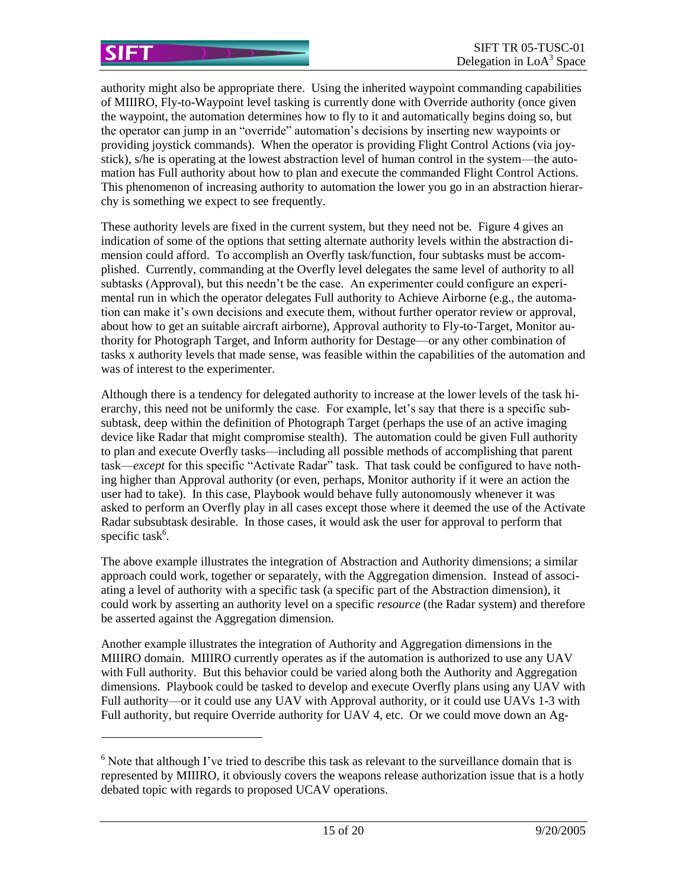authority might also be appropriate there. Using the inherited waypoint commanding capabilities of MIIIRO, Fly-to-Waypoint level tasking is currently done with Override authority (once given the waypoint, the automation determines how to fly to it and automatically begins doing so, but the operator can jump in an "override" automation's decisions by inserting new waypoints or providing joystick commands). When the operator is providing Flight Control Actions (via joystick), s/he is operating at the lowest abstraction level of human control in the system—the automation has Full authority about how to plan and execute the commanded Flight Control Actions. This phenomenon of increasing authority to automation the lower you go in an abstraction hierarchy is something we expect to see frequently.

These authority levels are fixed in the current system, but they need not be. Figure 4 gives an indication of some of the options that setting alternate authority levels within the abstraction dimension could afford. To accomplish an Overfly task/function, four subtasks must be accomplished. Currently, commanding at the Overfly level delegates the same level of authority to all subtasks (Approval), but this needn't be the case. An experimenter could configure an experimental run in which the operator delegates Full authority to Achieve Airborne (e.g., the automation can make it's own decisions and execute them, without further operator review or approval, about how to get an suitable aircraft airborne), Approval authority to Fly-to-Target, Monitor authority for Photograph Target, and Inform authority for Destage—or any other combination of tasks x authority levels that made sense, was feasible within the capabilities of the automation and was of interest to the experimenter.

Although there is a tendency for delegated authority to increase at the lower levels of the task hierarchy, this need not be uniformly the case. For example, let's say that there is a specific subsubtask, deep within the definition of Photograph Target (perhaps the use of an active imaging device like Radar that might compromise stealth). The automation could be given Full authority to plan and execute Overfly tasks—including all possible methods of accomplishing that parent task—*except* for this specific "Activate Radar" task. That task could be configured to have nothing higher than Approval authority (or even, perhaps, Monitor authority if it were an action the user had to take). In this case, Playbook would behave fully autonomously whenever it was asked to perform an Overfly play in all cases except those where it deemed the use of the Activate Radar subsubtask desirable. In those cases, it would ask the user for approval to perform that specific task[6].

The above example illustrates the integration of Abstraction and Authority dimensions; a similar approach could work, together or separately, with the Aggregation dimension. Instead of associating a level of authority with a specific task (a specific part of the Abstraction dimension), it could work by asserting an authority level on a specific *resource* (the Radar system) and therefore be asserted against the Aggregation dimension.

Another example illustrates the integration of Authority and Aggregation dimensions in the MIIIRO domain. MIIIRO currently operates as if the automation is authorized to use any UAV with Full authority. But this behavior could be varied along both the Authority and Aggregation dimensions. Playbook could be tasked to develop and execute Overfly plans using any UAV with Full authority—or it could use any UAV with Approval authority, or it could use UAVs 1-3 with Full authority, but require Override authority for UAV 4, etc. Or we could move down an Ag-

[6] Note that although I've tried to describe this task as relevant to the surveillance domain that is represented by MIIIRO, it obviously covers the weapons release authorization issue that is a hotly debated topic with regards to proposed UCAV operations.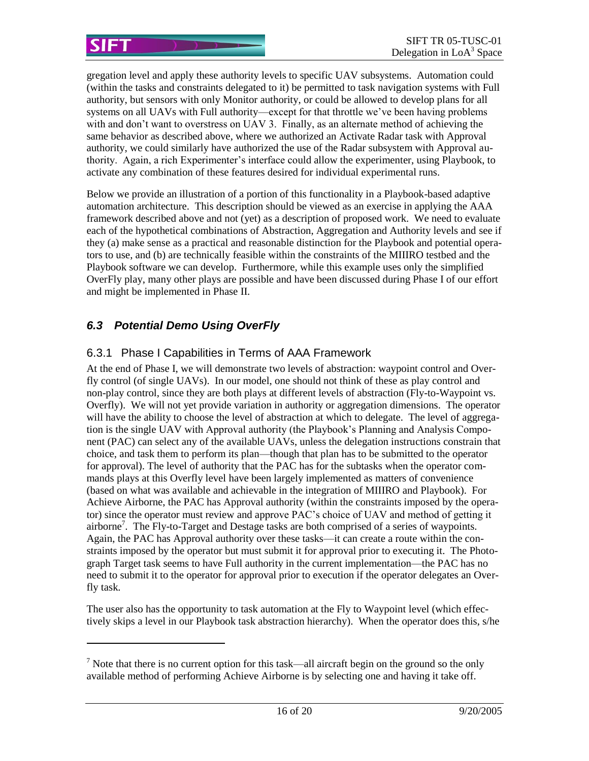gregation level and apply these authority levels to specific UAV subsystems. Automation could (within the tasks and constraints delegated to it) be permitted to task navigation systems with Full authority, but sensors with only Monitor authority, or could be allowed to develop plans for all systems on all UAVs with Full authority—except for that throttle we've been having problems with and don't want to overstress on UAV 3. Finally, as an alternate method of achieving the same behavior as described above, where we authorized an Activate Radar task with Approval authority, we could similarly have authorized the use of the Radar subsystem with Approval authority. Again, a rich Experimenter's interface could allow the experimenter, using Playbook, to activate any combination of these features desired for individual experimental runs.

Below we provide an illustration of a portion of this functionality in a Playbook-based adaptive automation architecture. This description should be viewed as an exercise in applying the AAA framework described above and not (yet) as a description of proposed work. We need to evaluate each of the hypothetical combinations of Abstraction, Aggregation and Authority levels and see if they (a) make sense as a practical and reasonable distinction for the Playbook and potential operators to use, and (b) are technically feasible within the constraints of the MIIIRO testbed and the Playbook software we can develop. Furthermore, while this example uses only the simplified OverFly play, many other plays are possible and have been discussed during Phase I of our effort and might be implemented in Phase II.

## *6.3 Potential Demo Using OverFly*

### 6.3.1 Phase I Capabilities in Terms of AAA Framework

At the end of Phase I, we will demonstrate two levels of abstraction: waypoint control and Overfly control (of single UAVs). In our model, one should not think of these as play control and non-play control, since they are both plays at different levels of abstraction (Fly-to-Waypoint vs. Overfly). We will not yet provide variation in authority or aggregation dimensions. The operator will have the ability to choose the level of abstraction at which to delegate. The level of aggregation is the single UAV with Approval authority (the Playbook's Planning and Analysis Component (PAC) can select any of the available UAVs, unless the delegation instructions constrain that choice, and task them to perform its plan—though that plan has to be submitted to the operator for approval). The level of authority that the PAC has for the subtasks when the operator commands plays at this Overfly level have been largely implemented as matters of convenience (based on what was available and achievable in the integration of MIIIRO and Playbook). For Achieve Airborne, the PAC has Approval authority (within the constraints imposed by the operator) since the operator must review and approve PAC's choice of UAV and method of getting it airborne[7]. The Fly-to-Target and Destage tasks are both comprised of a series of waypoints. Again, the PAC has Approval authority over these tasks—it can create a route within the constraints imposed by the operator but must submit it for approval prior to executing it. The Photograph Target task seems to have Full authority in the current implementation—the PAC has no need to submit it to the operator for approval prior to execution if the operator delegates an Overfly task.

The user also has the opportunity to task automation at the Fly to Waypoint level (which effectively skips a level in our Playbook task abstraction hierarchy). When the operator does this, s/he

---

[7] Note that there is no current option for this task—all aircraft begin on the ground so the only available method of performing Achieve Airborne is by selecting one and having it take off.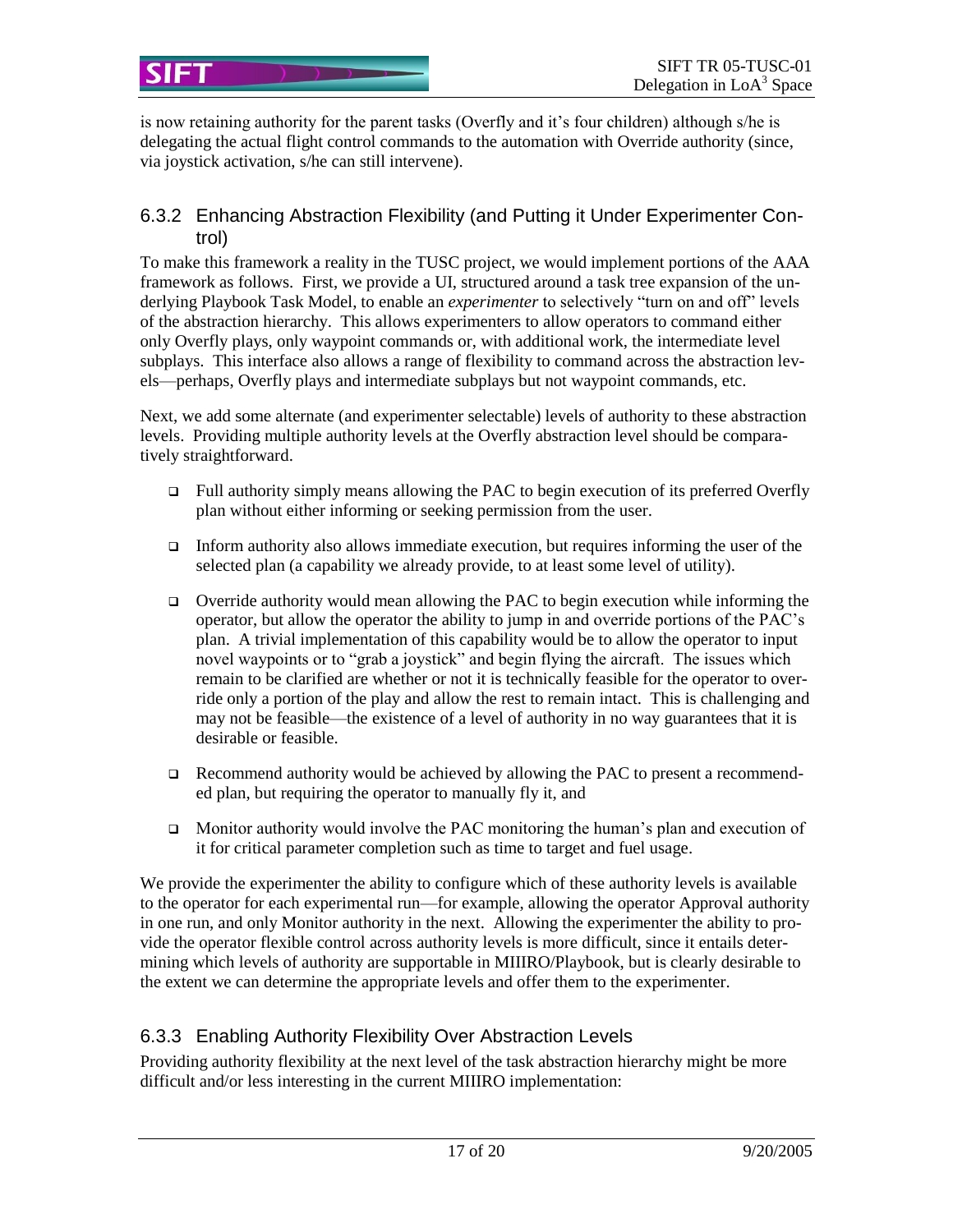is now retaining authority for the parent tasks (Overfly and it's four children) although s/he is delegating the actual flight control commands to the automation with Override authority (since, via joystick activation, s/he can still intervene).

### 6.3.2 Enhancing Abstraction Flexibility (and Putting it Under Experimenter Control)

To make this framework a reality in the TUSC project, we would implement portions of the AAA framework as follows. First, we provide a UI, structured around a task tree expansion of the underlying Playbook Task Model, to enable an *experimenter* to selectively "turn on and off" levels of the abstraction hierarchy. This allows experimenters to allow operators to command either only Overfly plays, only waypoint commands or, with additional work, the intermediate level subplays. This interface also allows a range of flexibility to command across the abstraction levels—perhaps, Overfly plays and intermediate subplays but not waypoint commands, etc.

Next, we add some alternate (and experimenter selectable) levels of authority to these abstraction levels. Providing multiple authority levels at the Overfly abstraction level should be comparatively straightforward.

- Full authority simply means allowing the PAC to begin execution of its preferred Overfly plan without either informing or seeking permission from the user.
- Inform authority also allows immediate execution, but requires informing the user of the selected plan (a capability we already provide, to at least some level of utility).
- Override authority would mean allowing the PAC to begin execution while informing the operator, but allow the operator the ability to jump in and override portions of the PAC's plan. A trivial implementation of this capability would be to allow the operator to input novel waypoints or to "grab a joystick" and begin flying the aircraft. The issues which remain to be clarified are whether or not it is technically feasible for the operator to override only a portion of the play and allow the rest to remain intact. This is challenging and may not be feasible—the existence of a level of authority in no way guarantees that it is desirable or feasible.
- Recommend authority would be achieved by allowing the PAC to present a recommended plan, but requiring the operator to manually fly it, and
- Monitor authority would involve the PAC monitoring the human's plan and execution of it for critical parameter completion such as time to target and fuel usage.

We provide the experimenter the ability to configure which of these authority levels is available to the operator for each experimental run—for example, allowing the operator Approval authority in one run, and only Monitor authority in the next. Allowing the experimenter the ability to provide the operator flexible control across authority levels is more difficult, since it entails determining which levels of authority are supportable in MIIIRO/Playbook, but is clearly desirable to the extent we can determine the appropriate levels and offer them to the experimenter.

### 6.3.3 Enabling Authority Flexibility Over Abstraction Levels

Providing authority flexibility at the next level of the task abstraction hierarchy might be more difficult and/or less interesting in the current MIIIRO implementation: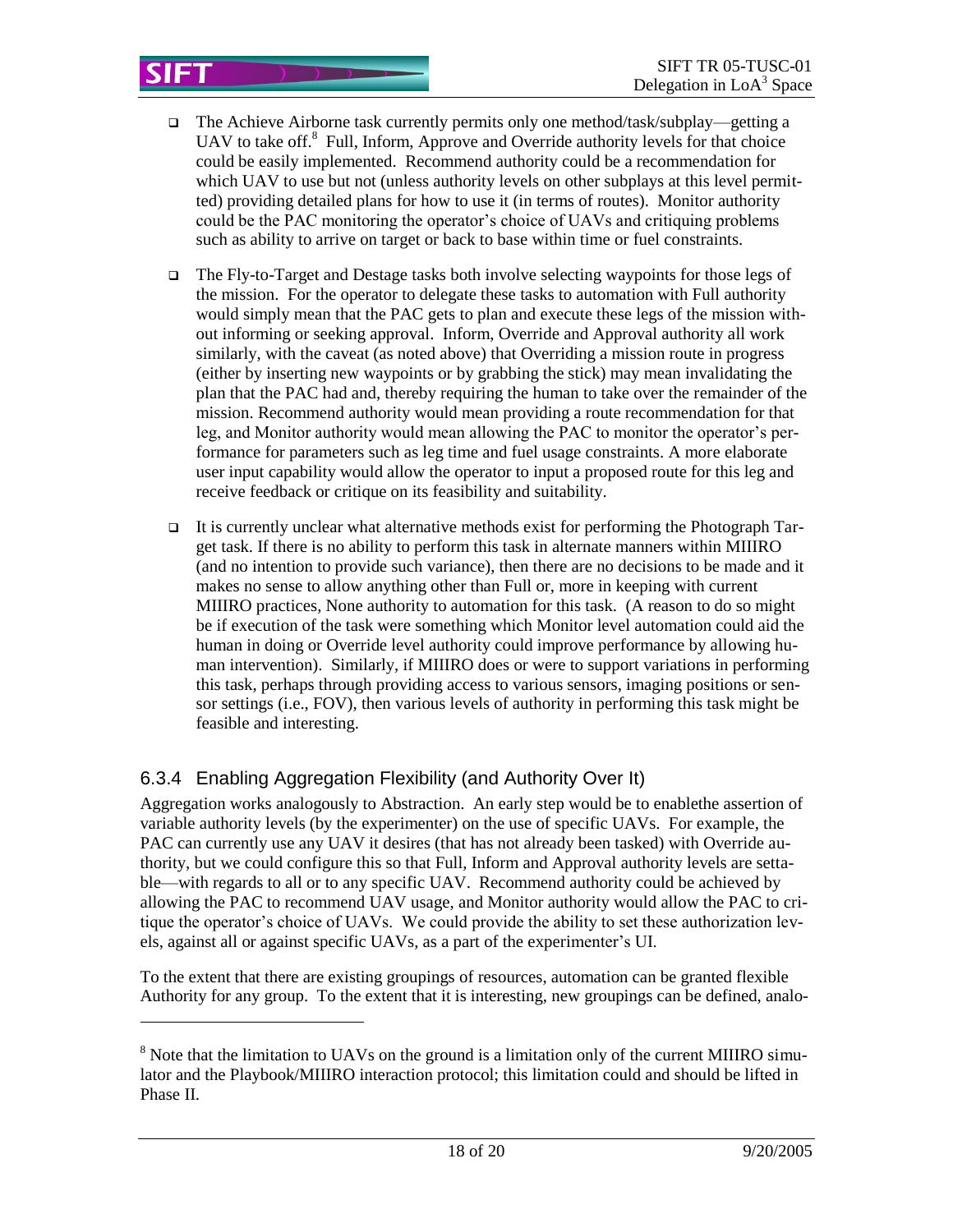- The Achieve Airborne task currently permits only one method/task/subplay—getting a UAV to take off.[8] Full, Inform, Approve and Override authority levels for that choice could be easily implemented. Recommend authority could be a recommendation for which UAV to use but not (unless authority levels on other subplays at this level permitted) providing detailed plans for how to use it (in terms of routes). Monitor authority could be the PAC monitoring the operator's choice of UAVs and critiquing problems such as ability to arrive on target or back to base within time or fuel constraints.

- The Fly-to-Target and Destage tasks both involve selecting waypoints for those legs of the mission. For the operator to delegate these tasks to automation with Full authority would simply mean that the PAC gets to plan and execute these legs of the mission without informing or seeking approval. Inform, Override and Approval authority all work similarly, with the caveat (as noted above) that Overriding a mission route in progress (either by inserting new waypoints or by grabbing the stick) may mean invalidating the plan that the PAC had and, thereby requiring the human to take over the remainder of the mission. Recommend authority would mean providing a route recommendation for that leg, and Monitor authority would mean allowing the PAC to monitor the operator's performance for parameters such as leg time and fuel usage constraints. A more elaborate user input capability would allow the operator to input a proposed route for this leg and receive feedback or critique on its feasibility and suitability.

- It is currently unclear what alternative methods exist for performing the Photograph Target task. If there is no ability to perform this task in alternate manners within MIIIRO (and no intention to provide such variance), then there are no decisions to be made and it makes no sense to allow anything other than Full or, more in keeping with current MIIIRO practices, None authority to automation for this task. (A reason to do so might be if execution of the task were something which Monitor level automation could aid the human in doing or Override level authority could improve performance by allowing human intervention). Similarly, if MIIIRO does or were to support variations in performing this task, perhaps through providing access to various sensors, imaging positions or sensor settings (i.e., FOV), then various levels of authority in performing this task might be feasible and interesting.

### 6.3.4 Enabling Aggregation Flexibility (and Authority Over It)

Aggregation works analogously to Abstraction. An early step would be to enablethe assertion of variable authority levels (by the experimenter) on the use of specific UAVs. For example, the PAC can currently use any UAV it desires (that has not already been tasked) with Override authority, but we could configure this so that Full, Inform and Approval authority levels are settable—with regards to all or to any specific UAV. Recommend authority could be achieved by allowing the PAC to recommend UAV usage, and Monitor authority would allow the PAC to critique the operator's choice of UAVs. We could provide the ability to set these authorization levels, against all or against specific UAVs, as a part of the experimenter's UI.

To the extent that there are existing groupings of resources, automation can be granted flexible Authority for any group. To the extent that it is interesting, new groupings can be defined, analo-

[8] Note that the limitation to UAVs on the ground is a limitation only of the current MIIIRO simulator and the Playbook/MIIIRO interaction protocol; this limitation could and should be lifted in Phase II.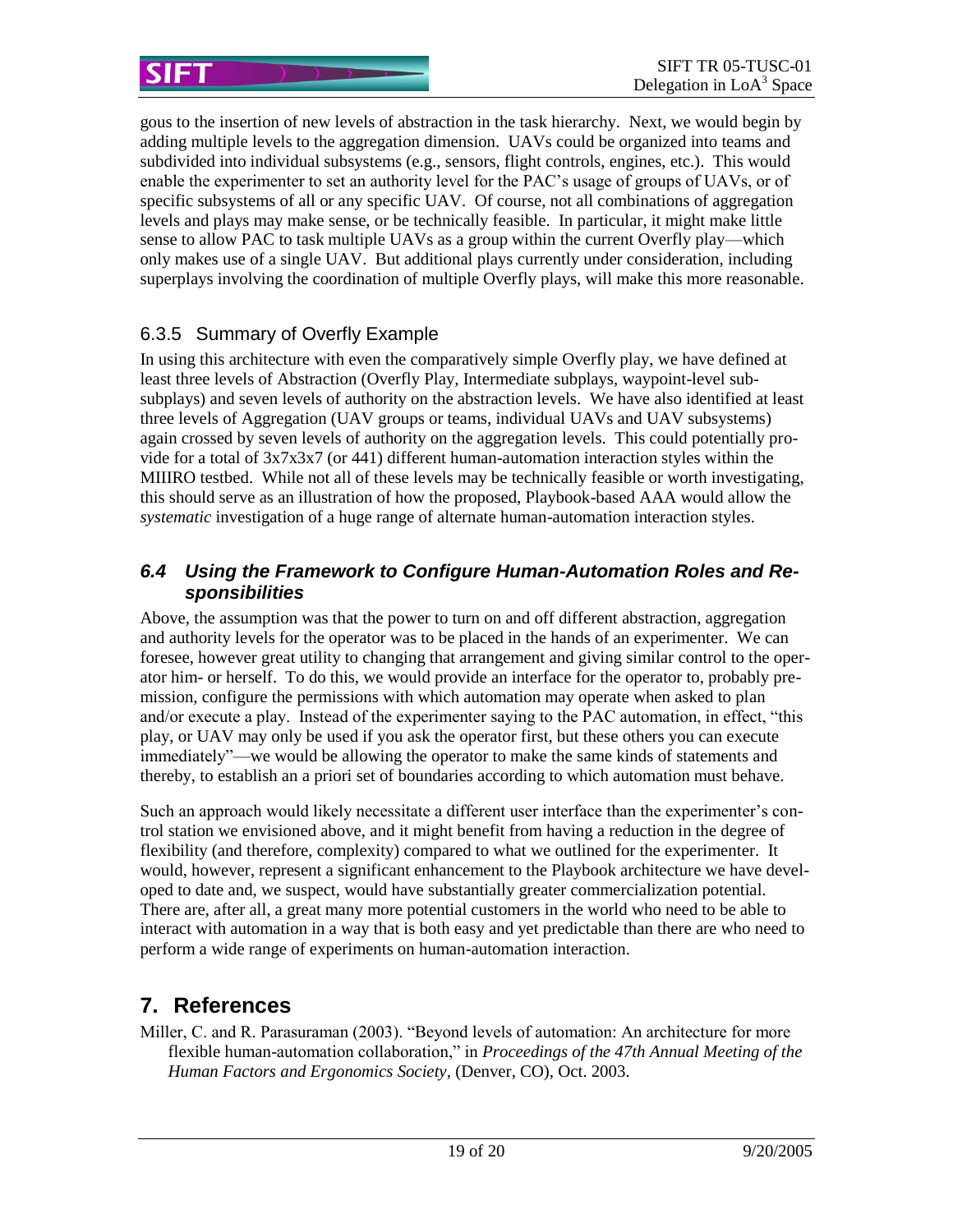gous to the insertion of new levels of abstraction in the task hierarchy. Next, we would begin by adding multiple levels to the aggregation dimension. UAVs could be organized into teams and subdivided into individual subsystems (e.g., sensors, flight controls, engines, etc.). This would enable the experimenter to set an authority level for the PAC's usage of groups of UAVs, or of specific subsystems of all or any specific UAV. Of course, not all combinations of aggregation levels and plays may make sense, or be technically feasible. In particular, it might make little sense to allow PAC to task multiple UAVs as a group within the current Overfly play—which only makes use of a single UAV. But additional plays currently under consideration, including superplays involving the coordination of multiple Overfly plays, will make this more reasonable.

### 6.3.5 Summary of Overfly Example

In using this architecture with even the comparatively simple Overfly play, we have defined at least three levels of Abstraction (Overfly Play, Intermediate subplays, waypoint-level sub-subplays) and seven levels of authority on the abstraction levels. We have also identified at least three levels of Aggregation (UAV groups or teams, individual UAVs and UAV subsystems) again crossed by seven levels of authority on the aggregation levels. This could potentially provide for a total of 3x7x3x7 (or 441) different human-automation interaction styles within the MIIIRO testbed. While not all of these levels may be technically feasible or worth investigating, this should serve as an illustration of how the proposed, Playbook-based AAA would allow the *systematic* investigation of a huge range of alternate human-automation interaction styles.

## *6.4 Using the Framework to Configure Human-Automation Roles and Responsibilities*

Above, the assumption was that the power to turn on and off different abstraction, aggregation and authority levels for the operator was to be placed in the hands of an experimenter. We can foresee, however great utility to changing that arrangement and giving similar control to the operator him- or herself. To do this, we would provide an interface for the operator to, probably pre-mission, configure the permissions with which automation may operate when asked to plan and/or execute a play. Instead of the experimenter saying to the PAC automation, in effect, "this play, or UAV may only be used if you ask the operator first, but these others you can execute immediately"—we would be allowing the operator to make the same kinds of statements and thereby, to establish an a priori set of boundaries according to which automation must behave.

Such an approach would likely necessitate a different user interface than the experimenter's control station we envisioned above, and it might benefit from having a reduction in the degree of flexibility (and therefore, complexity) compared to what we outlined for the experimenter. It would, however, represent a significant enhancement to the Playbook architecture we have developed to date and, we suspect, would have substantially greater commercialization potential. There are, after all, a great many more potential customers in the world who need to be able to interact with automation in a way that is both easy and yet predictable than there are who need to perform a wide range of experiments on human-automation interaction.

# 7. References

Miller, C. and R. Parasuraman (2003). "Beyond levels of automation: An architecture for more flexible human-automation collaboration," in *Proceedings of the 47th Annual Meeting of the Human Factors and Ergonomics Society*, (Denver, CO), Oct. 2003.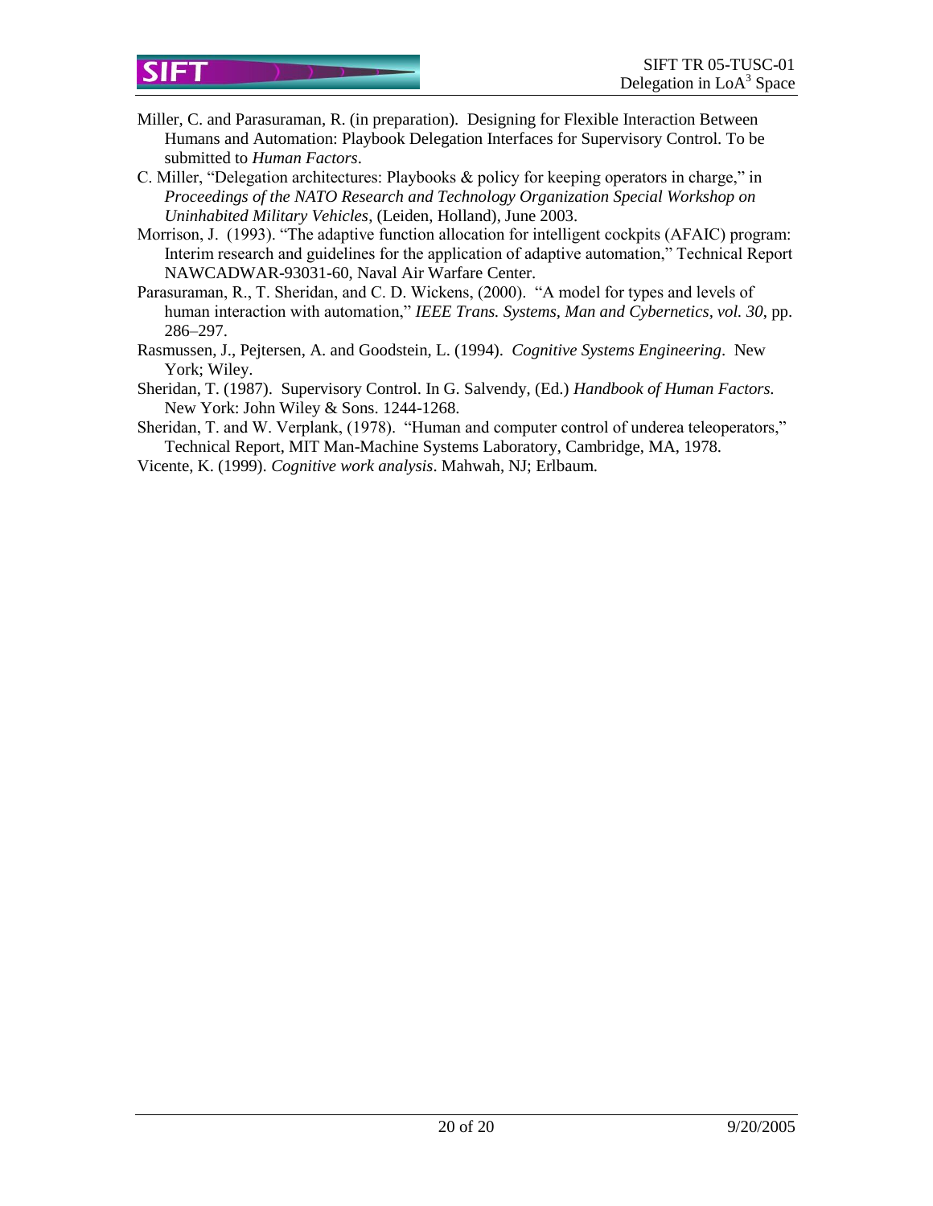Miller, C. and Parasuraman, R. (in preparation). Designing for Flexible Interaction Between Humans and Automation: Playbook Delegation Interfaces for Supervisory Control. To be submitted to *Human Factors*.

C. Miller, "Delegation architectures: Playbooks & policy for keeping operators in charge," in *Proceedings of the NATO Research and Technology Organization Special Workshop on Uninhabited Military Vehicles*, (Leiden, Holland), June 2003.

Morrison, J. (1993). "The adaptive function allocation for intelligent cockpits (AFAIC) program: Interim research and guidelines for the application of adaptive automation," Technical Report NAWCADWAR-93031-60, Naval Air Warfare Center.

Parasuraman, R., T. Sheridan, and C. D. Wickens, (2000). "A model for types and levels of human interaction with automation," *IEEE Trans. Systems, Man and Cybernetics, vol. 30*, pp. 286–297.

Rasmussen, J., Pejtersen, A. and Goodstein, L. (1994). *Cognitive Systems Engineering*. New York; Wiley.

Sheridan, T. (1987). Supervisory Control. In G. Salvendy, (Ed.) *Handbook of Human Factors.* New York: John Wiley & Sons. 1244-1268.

Sheridan, T. and W. Verplank, (1978). "Human and computer control of underea teleoperators," Technical Report, MIT Man-Machine Systems Laboratory, Cambridge, MA, 1978.

Vicente, K. (1999). *Cognitive work analysis*. Mahwah, NJ; Erlbaum.